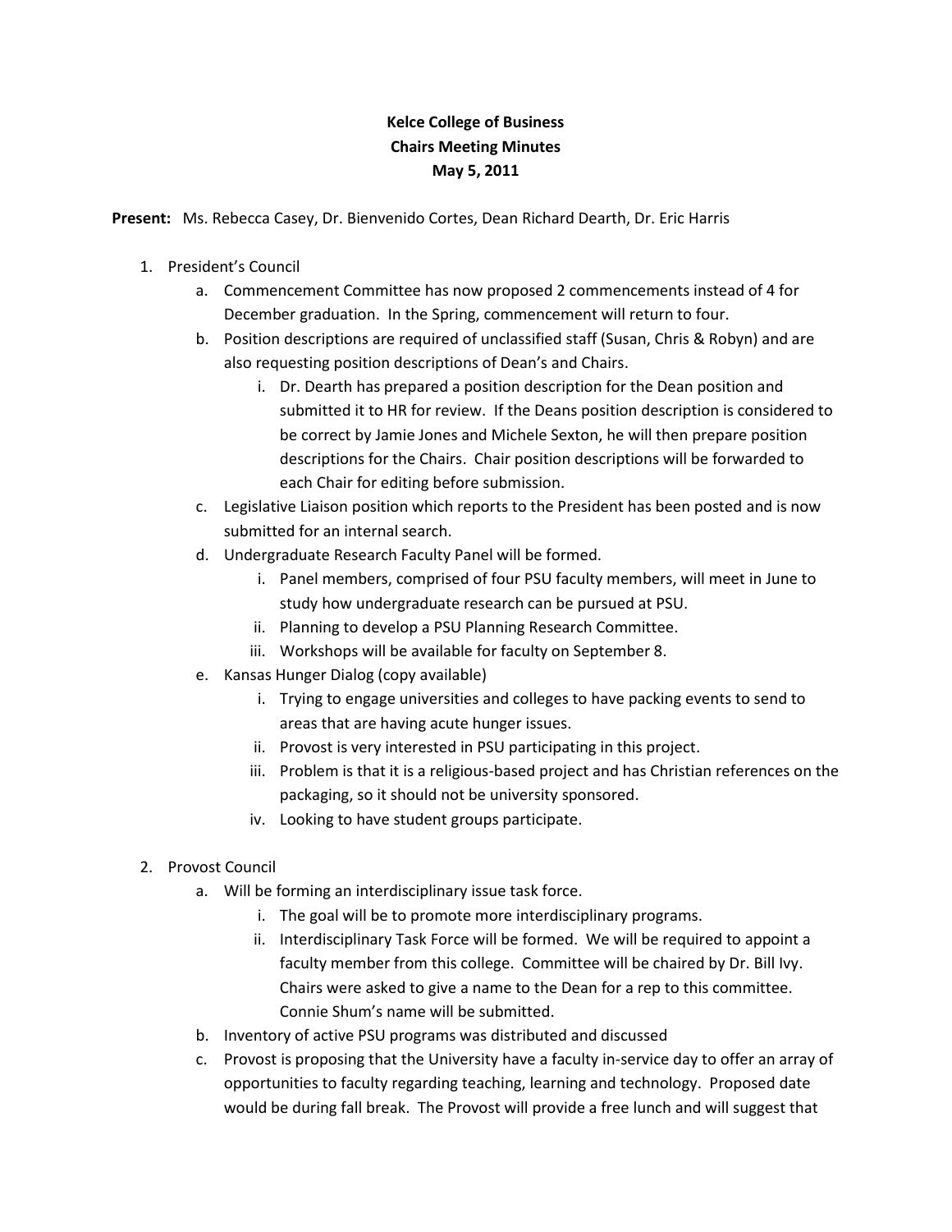**Kelce College of Business**
**Chairs Meeting Minutes**
**May 5, 2011**

**Present:** Ms. Rebecca Casey, Dr. Bienvenido Cortes, Dean Richard Dearth, Dr. Eric Harris

1. President's Council
    a. Commencement Committee has now proposed 2 commencements instead of 4 for December graduation. In the Spring, commencement will return to four.
    b. Position descriptions are required of unclassified staff (Susan, Chris & Robyn) and are also requesting position descriptions of Dean's and Chairs.
        i. Dr. Dearth has prepared a position description for the Dean position and submitted it to HR for review. If the Deans position description is considered to be correct by Jamie Jones and Michele Sexton, he will then prepare position descriptions for the Chairs. Chair position descriptions will be forwarded to each Chair for editing before submission.
    c. Legislative Liaison position which reports to the President has been posted and is now submitted for an internal search.
    d. Undergraduate Research Faculty Panel will be formed.
        i. Panel members, comprised of four PSU faculty members, will meet in June to study how undergraduate research can be pursued at PSU.
        ii. Planning to develop a PSU Planning Research Committee.
        iii. Workshops will be available for faculty on September 8.
    e. Kansas Hunger Dialog (copy available)
        i. Trying to engage universities and colleges to have packing events to send to areas that are having acute hunger issues.
        ii. Provost is very interested in PSU participating in this project.
        iii. Problem is that it is a religious-based project and has Christian references on the packaging, so it should not be university sponsored.
        iv. Looking to have student groups participate.

2. Provost Council
    a. Will be forming an interdisciplinary issue task force.
        i. The goal will be to promote more interdisciplinary programs.
        ii. Interdisciplinary Task Force will be formed. We will be required to appoint a faculty member from this college. Committee will be chaired by Dr. Bill Ivy. Chairs were asked to give a name to the Dean for a rep to this committee. Connie Shum's name will be submitted.
    b. Inventory of active PSU programs was distributed and discussed
    c. Provost is proposing that the University have a faculty in-service day to offer an array of opportunities to faculty regarding teaching, learning and technology. Proposed date would be during fall break. The Provost will provide a free lunch and will suggest that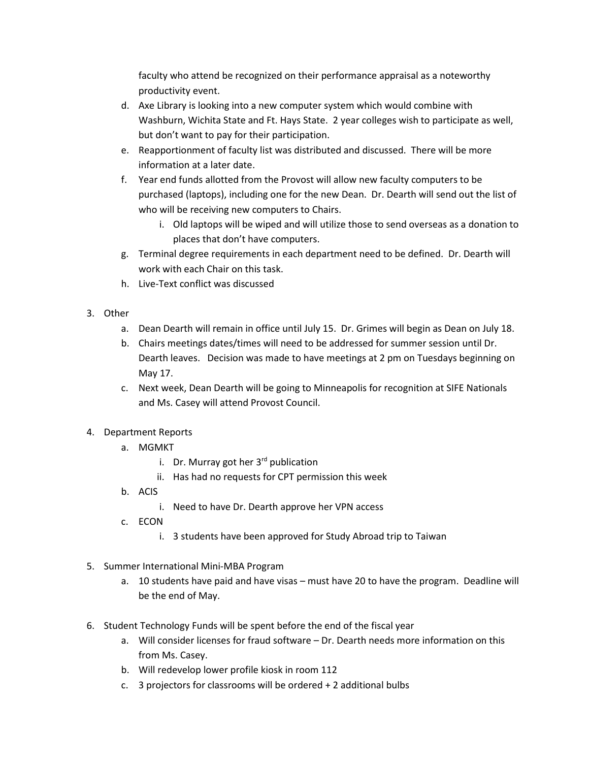faculty who attend be recognized on their performance appraisal as a noteworthy productivity event.

d. Axe Library is looking into a new computer system which would combine with Washburn, Wichita State and Ft. Hays State. 2 year colleges wish to participate as well, but don't want to pay for their participation.
e. Reapportionment of faculty list was distributed and discussed. There will be more information at a later date.
f. Year end funds allotted from the Provost will allow new faculty computers to be purchased (laptops), including one for the new Dean. Dr. Dearth will send out the list of who will be receiving new computers to Chairs.
    i. Old laptops will be wiped and will utilize those to send overseas as a donation to places that don't have computers.
g. Terminal degree requirements in each department need to be defined. Dr. Dearth will work with each Chair on this task.
h. Live-Text conflict was discussed

3. Other
    a. Dean Dearth will remain in office until July 15. Dr. Grimes will begin as Dean on July 18.
    b. Chairs meetings dates/times will need to be addressed for summer session until Dr. Dearth leaves. Decision was made to have meetings at 2 pm on Tuesdays beginning on May 17.
    c. Next week, Dean Dearth will be going to Minneapolis for recognition at SIFE Nationals and Ms. Casey will attend Provost Council.

4. Department Reports
    a. MGMKT
        i. Dr. Murray got her 3rd publication
        ii. Has had no requests for CPT permission this week
    b. ACIS
        i. Need to have Dr. Dearth approve her VPN access
    c. ECON
        i. 3 students have been approved for Study Abroad trip to Taiwan

5. Summer International Mini-MBA Program
    a. 10 students have paid and have visas – must have 20 to have the program. Deadline will be the end of May.

6. Student Technology Funds will be spent before the end of the fiscal year
    a. Will consider licenses for fraud software – Dr. Dearth needs more information on this from Ms. Casey.
    b. Will redevelop lower profile kiosk in room 112
    c. 3 projectors for classrooms will be ordered + 2 additional bulbs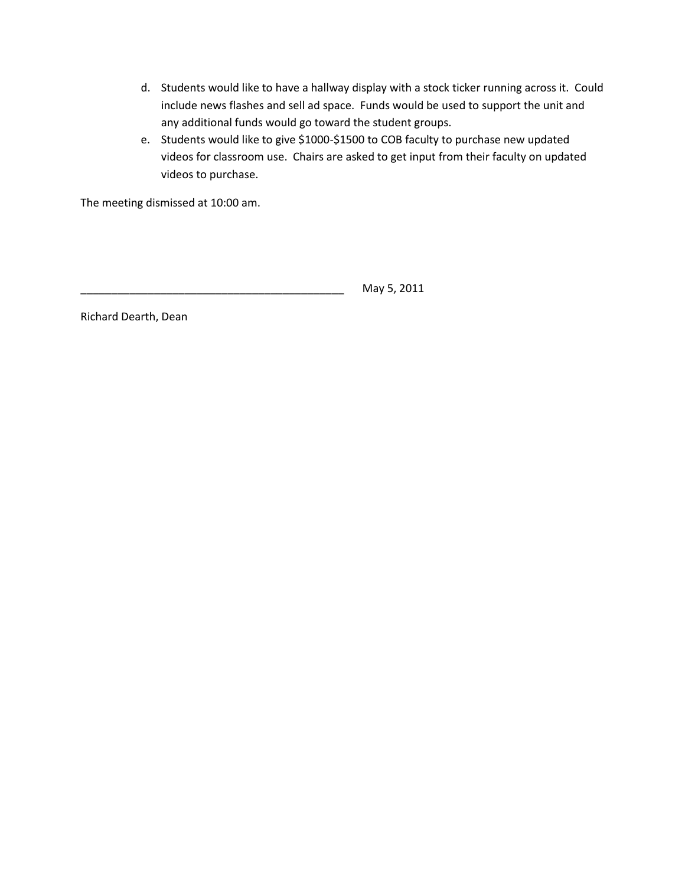d. Students would like to have a hallway display with a stock ticker running across it. Could include news flashes and sell ad space. Funds would be used to support the unit and any additional funds would go toward the student groups.
e. Students would like to give $1000-$1500 to COB faculty to purchase new updated videos for classroom use. Chairs are asked to get input from their faculty on updated videos to purchase.

The meeting dismissed at 10:00 am.

____________________________________________ May 5, 2011

Richard Dearth, Dean